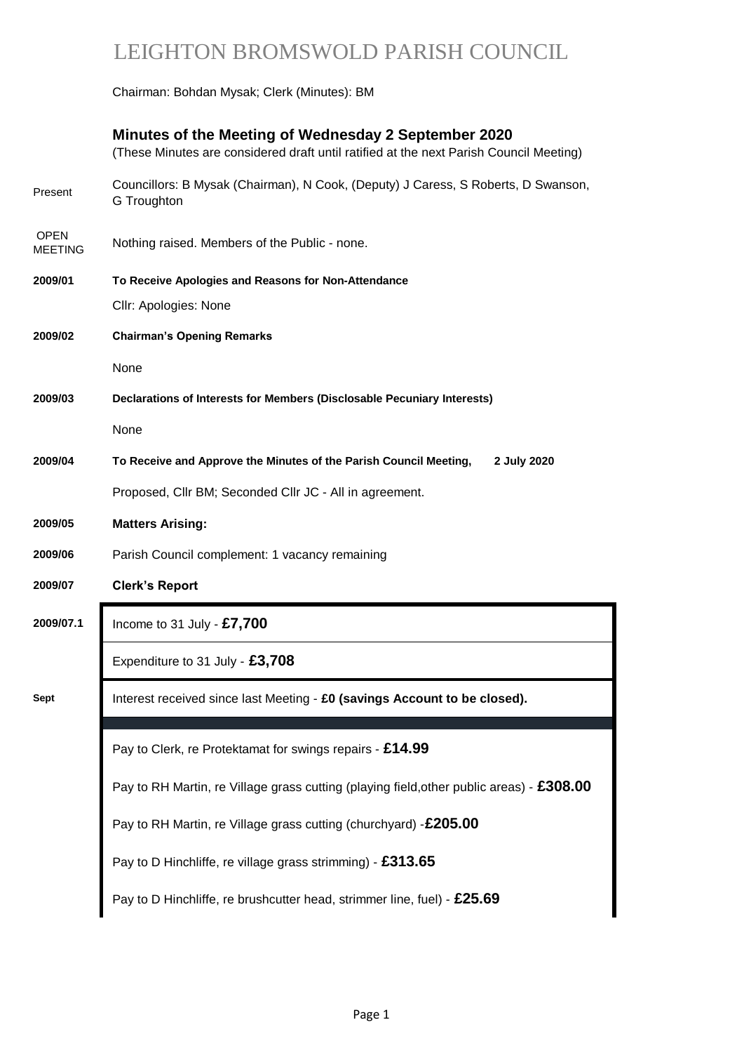# LEIGHTON BROMSWOLD PARISH COUNCIL

Chairman: Bohdan Mysak; Clerk (Minutes): BM

## Minutes of the Meeting of Wednesday 2 September 2020

(These Minutes are considered draft until ratified at the next Parish Council Meeting)

| | |
|---|---|
| Present | Councillors: B Mysak (Chairman), N Cook, (Deputy) J Caress, S Roberts, D Swanson, G Troughton |
| OPEN MEETING | Nothing raised. Members of the Public - none. |
| **2009/01** | **To Receive Apologies and Reasons for Non-Attendance** |
| | Cllr: Apologies: None |
| **2009/02** | **Chairman's Opening Remarks** |
| | None |
| **2009/03** | **Declarations of Interests for Members (Disclosable Pecuniary Interests)** |
| | None |
| **2009/04** | **To Receive and Approve the Minutes of the Parish Council Meeting, 2 July 2020** |
| | Proposed, Cllr BM; Seconded Cllr JC - All in agreement. |
| **2009/05** | **Matters Arising:** |
| **2009/06** | Parish Council complement: 1 vacancy remaining |
| **2009/07** | **Clerk's Report** |
| **2009/07.1** | Income to 31 July - **£7,700** |
| | Expenditure to 31 July - **£3,708** |
| **Sept** | Interest received since last Meeting - **£0 (savings Account to be closed).** |
| | Pay to Clerk, re Protektamat for swings repairs - **£14.99** |
| | Pay to RH Martin, re Village grass cutting (playing field,other public areas) - **£308.00** |
| | Pay to RH Martin, re Village grass cutting (churchyard) -**£205.00** |
| | Pay to D Hinchliffe, re village grass strimming) - **£313.65** |
| | Pay to D Hinchliffe, re brushcutter head, strimmer line, fuel) - **£25.69** |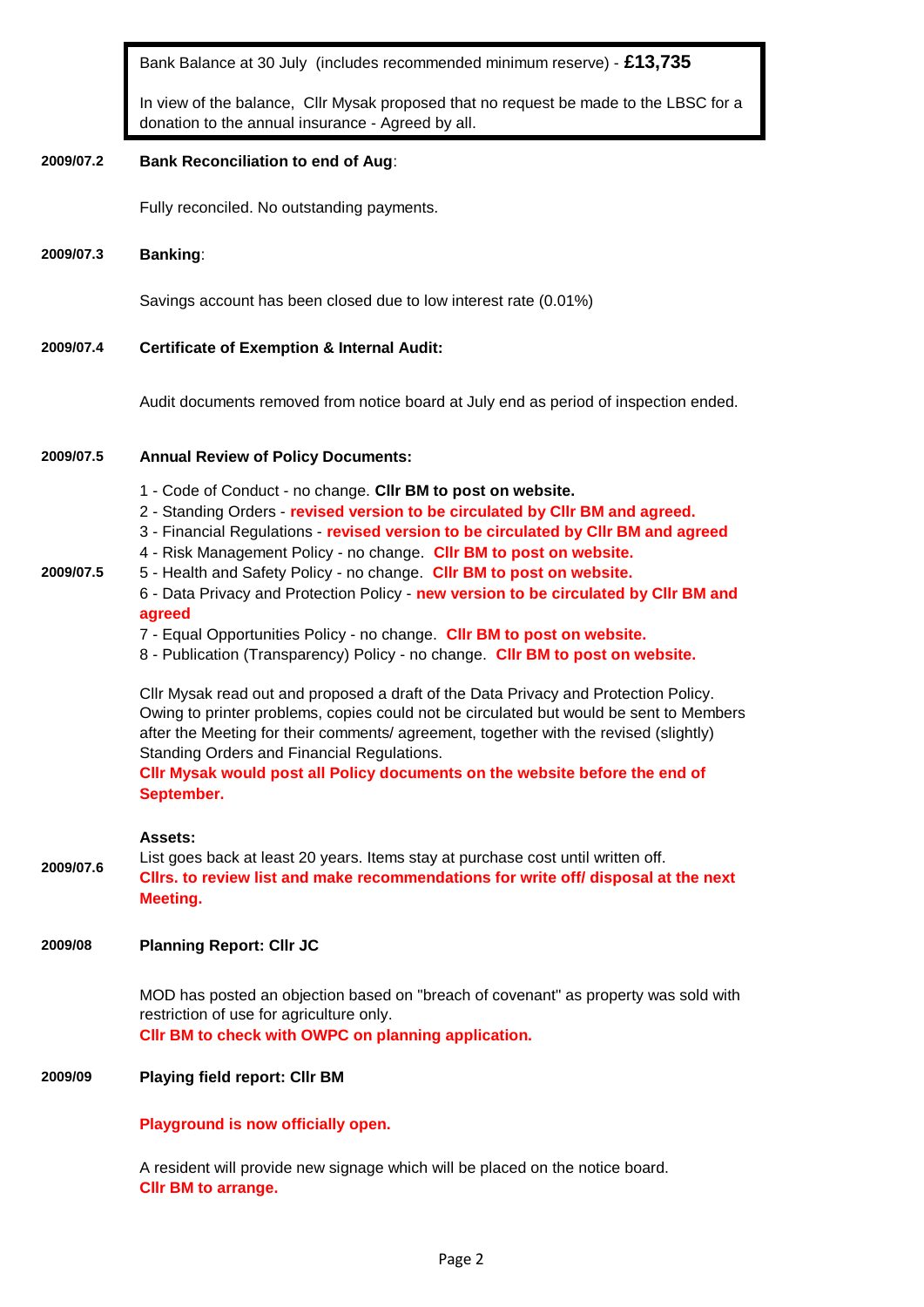Bank Balance at 30 July (includes recommended minimum reserve) - **£13,735**

In view of the balance, Cllr Mysak proposed that no request be made to the LBSC for a donation to the annual insurance - Agreed by all.

**2009/07.2 Bank Reconciliation to end of Aug**:

Fully reconciled. No outstanding payments.

**2009/07.3 Banking**:

Savings account has been closed due to low interest rate (0.01%)

**2009/07.4 Certificate of Exemption & Internal Audit:**

Audit documents removed from notice board at July end as period of inspection ended.

**2009/07.5 Annual Review of Policy Documents:**

2009/07.5

1 - Code of Conduct - no change. **Cllr BM to post on website.**
2 - Standing Orders - **revised version to be circulated by Cllr BM and agreed.**
3 - Financial Regulations - **revised version to be circulated by Cllr BM and agreed**
4 - Risk Management Policy - no change. **Cllr BM to post on website.**
5 - Health and Safety Policy - no change. **Cllr BM to post on website.**
6 - Data Privacy and Protection Policy - **new version to be circulated by Cllr BM and agreed**
7 - Equal Opportunities Policy - no change. **Cllr BM to post on website.**
8 - Publication (Transparency) Policy - no change. **Cllr BM to post on website.**

Cllr Mysak read out and proposed a draft of the Data Privacy and Protection Policy. Owing to printer problems, copies could not be circulated but would be sent to Members after the Meeting for their comments/ agreement, together with the revised (slightly) Standing Orders and Financial Regulations.
**Cllr Mysak would post all Policy documents on the website before the end of September.**

**2009/07.6 Assets:**

List goes back at least 20 years. Items stay at purchase cost until written off.
**Cllrs. to review list and make recommendations for write off/ disposal at the next Meeting.**

**2009/08 Planning Report: Cllr JC**

MOD has posted an objection based on "breach of covenant" as property was sold with restriction of use for agriculture only.
**Cllr BM to check with OWPC on planning application.**

**2009/09 Playing field report: Cllr BM**

**Playground is now officially open.**

A resident will provide new signage which will be placed on the notice board.
**Cllr BM to arrange.**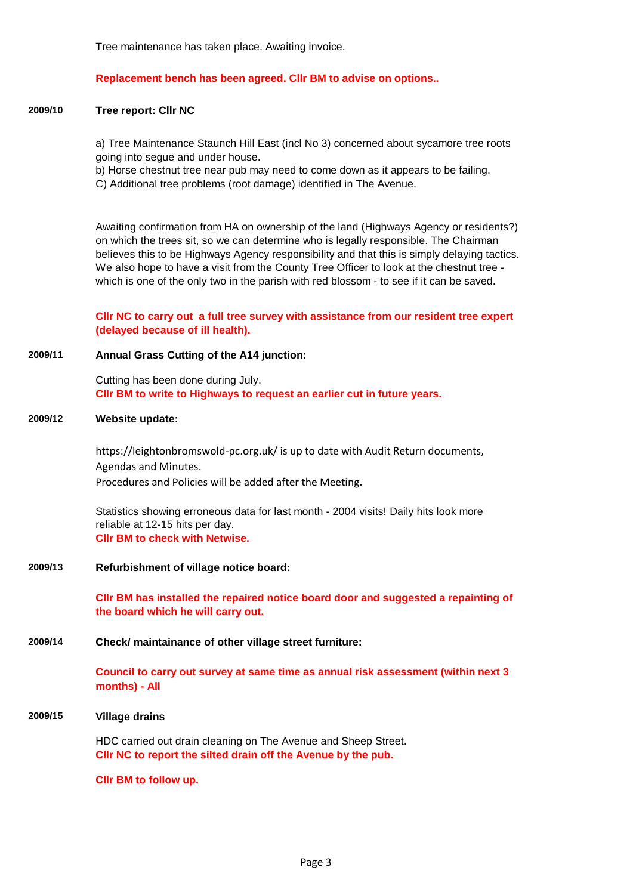Tree maintenance has taken place. Awaiting invoice.

**Replacement bench has been agreed. Cllr BM to advise on options..**

**2009/10 Tree report: Cllr NC**

a) Tree Maintenance Staunch Hill East (incl No 3) concerned about sycamore tree roots going into segue and under house.
b) Horse chestnut tree near pub may need to come down as it appears to be failing.
C) Additional tree problems (root damage) identified in The Avenue.

Awaiting confirmation from HA on ownership of the land (Highways Agency or residents?) on which the trees sit, so we can determine who is legally responsible. The Chairman believes this to be Highways Agency responsibility and that this is simply delaying tactics. We also hope to have a visit from the County Tree Officer to look at the chestnut tree - which is one of the only two in the parish with red blossom - to see if it can be saved.

**Cllr NC to carry out a full tree survey with assistance from our resident tree expert (delayed because of ill health).**

**2009/11 Annual Grass Cutting of the A14 junction:**

Cutting has been done during July.
**Cllr BM to write to Highways to request an earlier cut in future years.**

**2009/12 Website update:**

https://leightonbromswold-pc.org.uk/ is up to date with Audit Return documents, Agendas and Minutes.
Procedures and Policies will be added after the Meeting.

Statistics showing erroneous data for last month - 2004 visits! Daily hits look more reliable at 12-15 hits per day.
**Cllr BM to check with Netwise.**

**2009/13 Refurbishment of village notice board:**

**Cllr BM has installed the repaired notice board door and suggested a repainting of the board which he will carry out.**

**2009/14 Check/ maintainance of other village street furniture:**

**Council to carry out survey at same time as annual risk assessment (within next 3 months) - All**

**2009/15 Village drains**

HDC carried out drain cleaning on The Avenue and Sheep Street.
**Cllr NC to report the silted drain off the Avenue by the pub.**

**Cllr BM to follow up.**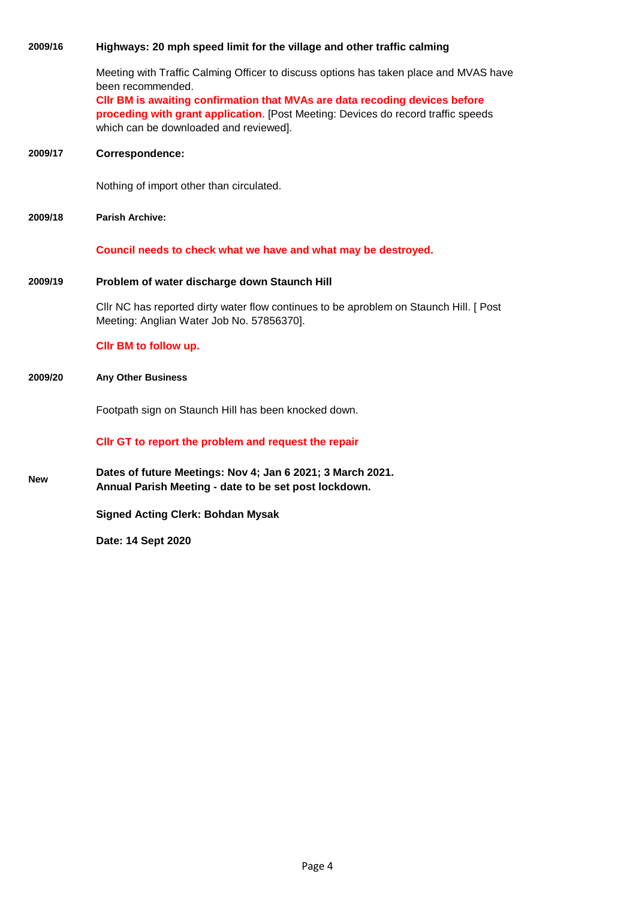**2009/16** **Highways: 20 mph speed limit for the village and other traffic calming**

Meeting with Traffic Calming Officer to discuss options has taken place and MVAS have been recommended.
**Cllr BM is awaiting confirmation that MVAs are data recoding devices before proceding with grant application**. [Post Meeting: Devices do record traffic speeds which can be downloaded and reviewed].

**2009/17** **Correspondence:**

Nothing of import other than circulated.

**2009/18** **Parish Archive:**

**Council needs to check what we have and what may be destroyed.**

**2009/19** **Problem of water discharge down Staunch Hill**

Cllr NC has reported dirty water flow continues to be aproblem on Staunch Hill. [ Post Meeting: Anglian Water Job No. 57856370].

**Cllr BM to follow up.**

**2009/20** **Any Other Business**

Footpath sign on Staunch Hill has been knocked down.

**Cllr GT to report the problem and request the repair**

**New** **Dates of future Meetings: Nov 4; Jan 6 2021; 3 March 2021.**
**Annual Parish Meeting - date to be set post lockdown.**

**Signed Acting Clerk: Bohdan Mysak**

**Date: 14 Sept 2020**